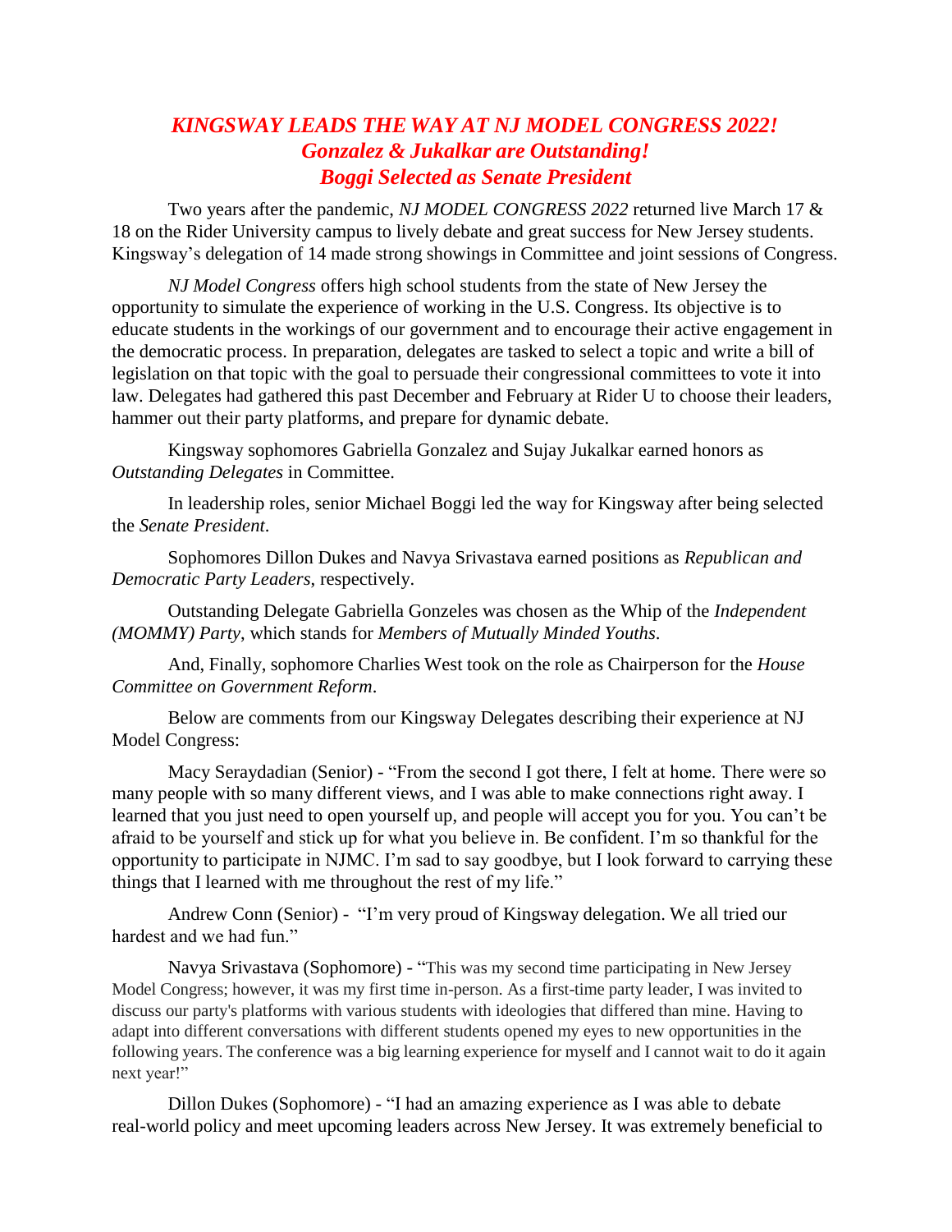# *KINGSWAY LEADS THE WAY AT NJ MODEL CONGRESS 2022!*
## *Gonzalez & Jukalkar are Outstanding!*
## *Boggi Selected as Senate President*

Two years after the pandemic, *NJ MODEL CONGRESS 2022* returned live March 17 & 18 on the Rider University campus to lively debate and great success for New Jersey students. Kingsway's delegation of 14 made strong showings in Committee and joint sessions of Congress.

*NJ Model Congress* offers high school students from the state of New Jersey the opportunity to simulate the experience of working in the U.S. Congress. Its objective is to educate students in the workings of our government and to encourage their active engagement in the democratic process. In preparation, delegates are tasked to select a topic and write a bill of legislation on that topic with the goal to persuade their congressional committees to vote it into law. Delegates had gathered this past December and February at Rider U to choose their leaders, hammer out their party platforms, and prepare for dynamic debate.

Kingsway sophomores Gabriella Gonzalez and Sujay Jukalkar earned honors as *Outstanding Delegates* in Committee.

In leadership roles, senior Michael Boggi led the way for Kingsway after being selected the *Senate President*.

Sophomores Dillon Dukes and Navya Srivastava earned positions as *Republican and Democratic Party Leaders*, respectively.

Outstanding Delegate Gabriella Gonzeles was chosen as the Whip of the *Independent (MOMMY) Party*, which stands for *Members of Mutually Minded Youths*.

And, Finally, sophomore Charlies West took on the role as Chairperson for the *House Committee on Government Reform*.

Below are comments from our Kingsway Delegates describing their experience at NJ Model Congress:

Macy Seraydadian (Senior) - "From the second I got there, I felt at home. There were so many people with so many different views, and I was able to make connections right away. I learned that you just need to open yourself up, and people will accept you for you. You can't be afraid to be yourself and stick up for what you believe in. Be confident. I'm so thankful for the opportunity to participate in NJMC. I'm sad to say goodbye, but I look forward to carrying these things that I learned with me throughout the rest of my life."

Andrew Conn (Senior) - "I'm very proud of Kingsway delegation. We all tried our hardest and we had fun."

Navya Srivastava (Sophomore) - "This was my second time participating in New Jersey Model Congress; however, it was my first time in-person. As a first-time party leader, I was invited to discuss our party's platforms with various students with ideologies that differed than mine. Having to adapt into different conversations with different students opened my eyes to new opportunities in the following years. The conference was a big learning experience for myself and I cannot wait to do it again next year!"

Dillon Dukes (Sophomore) - "I had an amazing experience as I was able to debate real-world policy and meet upcoming leaders across New Jersey. It was extremely beneficial to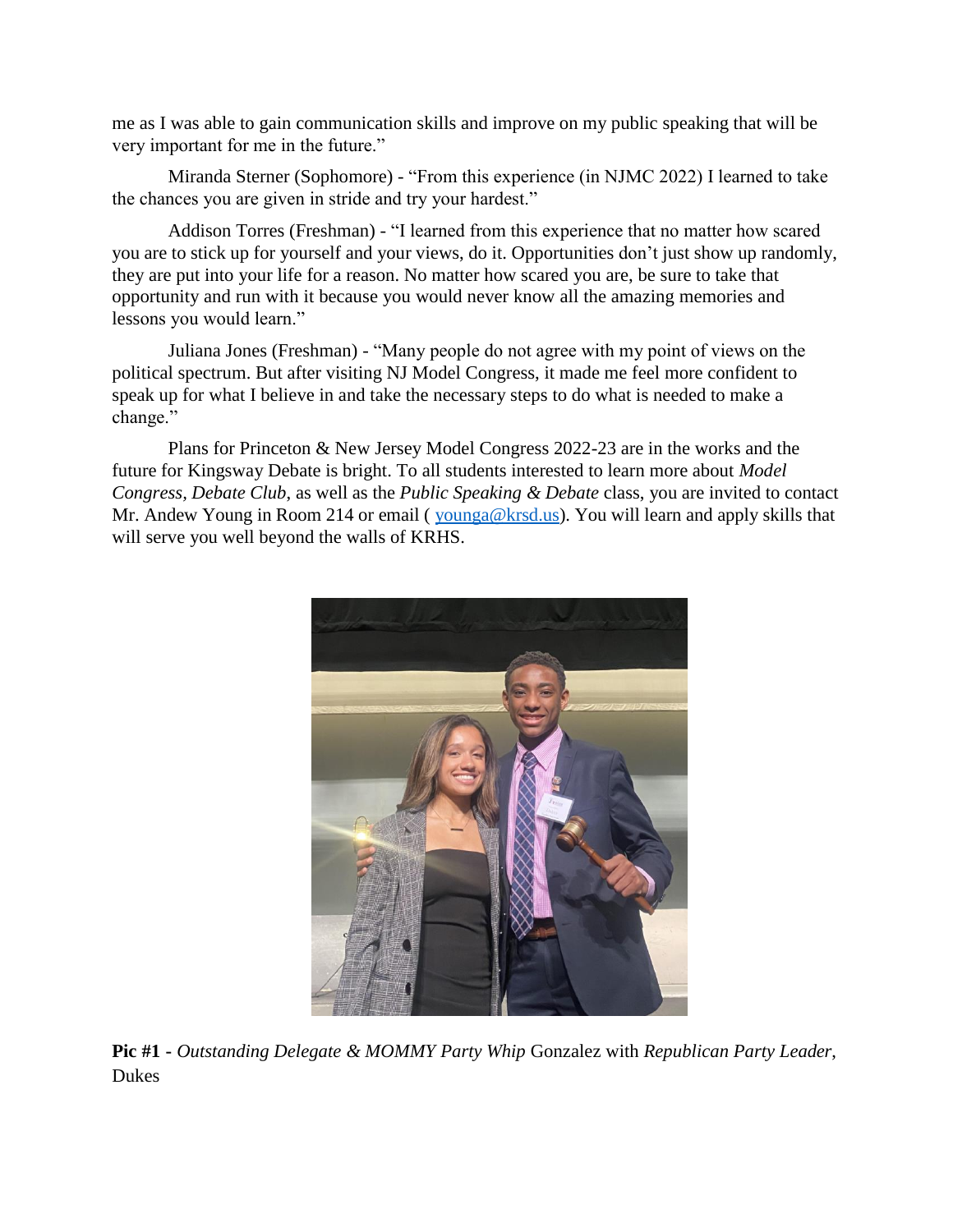me as I was able to gain communication skills and improve on my public speaking that will be very important for me in the future."

Miranda Sterner (Sophomore) - "From this experience (in NJMC 2022) I learned to take the chances you are given in stride and try your hardest."

Addison Torres (Freshman) - "I learned from this experience that no matter how scared you are to stick up for yourself and your views, do it. Opportunities don't just show up randomly, they are put into your life for a reason. No matter how scared you are, be sure to take that opportunity and run with it because you would never know all the amazing memories and lessons you would learn."

Juliana Jones (Freshman) - "Many people do not agree with my point of views on the political spectrum. But after visiting NJ Model Congress, it made me feel more confident to speak up for what I believe in and take the necessary steps to do what is needed to make a change."

Plans for Princeton & New Jersey Model Congress 2022-23 are in the works and the future for Kingsway Debate is bright. To all students interested to learn more about *Model Congress, Debate Club,* as well as the *Public Speaking & Debate* class, you are invited to contact Mr. Andew Young in Room 214 or email ( younga@krsd.us). You will learn and apply skills that will serve you well beyond the walls of KRHS.

**Pic #1 -** *Outstanding Delegate & MOMMY Party Whip* Gonzalez with *Republican Party Leader*, Dukes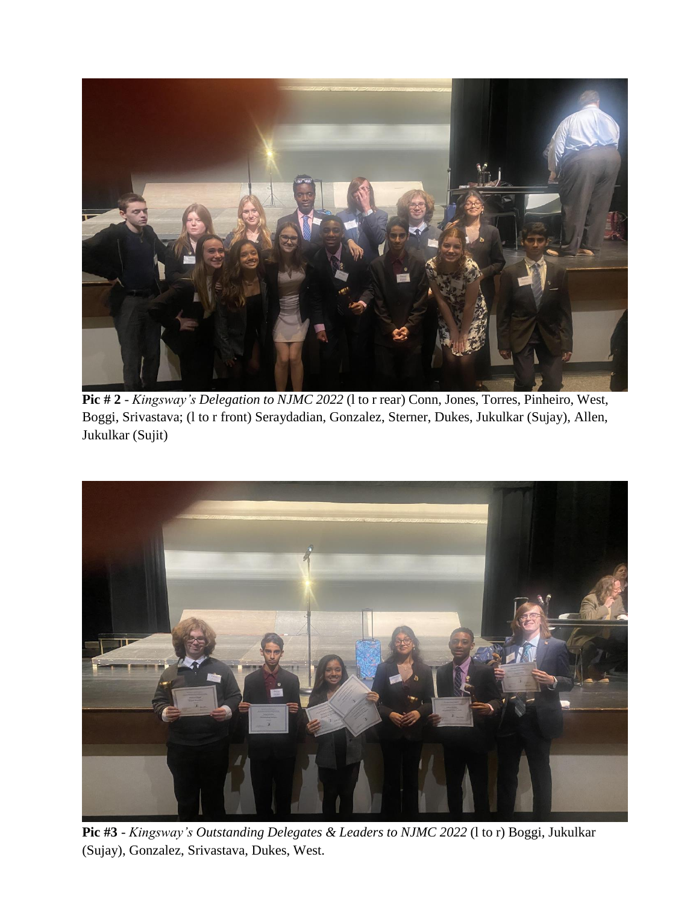**Pic # 2** - *Kingsway's Delegation to NJMC 2022* (l to r rear) Conn, Jones, Torres, Pinheiro, West, Boggi, Srivastava; (l to r front) Seraydadian, Gonzalez, Sterner, Dukes, Jukulkar (Sujay), Allen, Jukulkar (Sujit)

**Pic #3** - *Kingsway's Outstanding Delegates & Leaders to NJMC 2022* (l to r) Boggi, Jukulkar (Sujay), Gonzalez, Srivastava, Dukes, West.